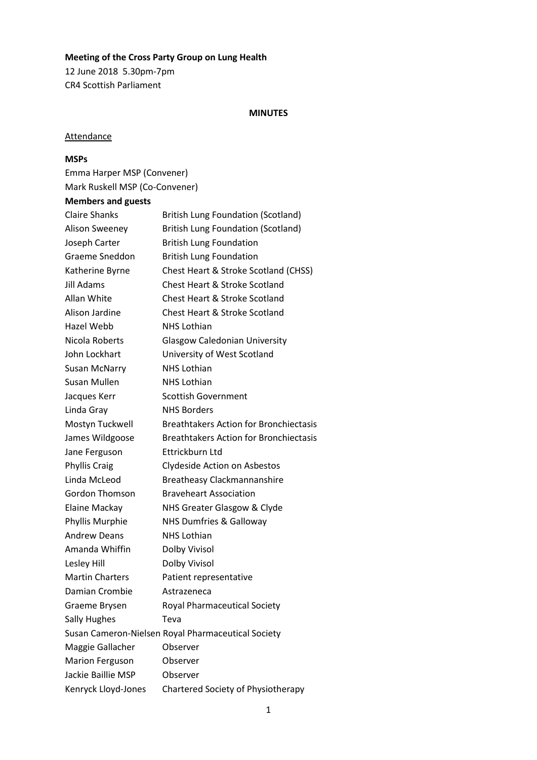**Meeting of the Cross Party Group on Lung Health**

12 June 2018 5.30pm-7pm
CR4 Scottish Parliament

**MINUTES**

Attendance

**MSPs**

Emma Harper MSP (Convener)
Mark Ruskell MSP (Co-Convener)

**Members and guests**

| | |
|---|---|
| Claire Shanks | British Lung Foundation (Scotland) |
| Alison Sweeney | British Lung Foundation (Scotland) |
| Joseph Carter | British Lung Foundation |
| Graeme Sneddon | British Lung Foundation |
| Katherine Byrne | Chest Heart & Stroke Scotland (CHSS) |
| Jill Adams | Chest Heart & Stroke Scotland |
| Allan White | Chest Heart & Stroke Scotland |
| Alison Jardine | Chest Heart & Stroke Scotland |
| Hazel Webb | NHS Lothian |
| Nicola Roberts | Glasgow Caledonian University |
| John Lockhart | University of West Scotland |
| Susan McNarry | NHS Lothian |
| Susan Mullen | NHS Lothian |
| Jacques Kerr | Scottish Government |
| Linda Gray | NHS Borders |
| Mostyn Tuckwell | Breathtakers Action for Bronchiectasis |
| James Wildgoose | Breathtakers Action for Bronchiectasis |
| Jane Ferguson | Ettrickburn Ltd |
| Phyllis Craig | Clydeside Action on Asbestos |
| Linda McLeod | Breatheasy Clackmannanshire |
| Gordon Thomson | Braveheart Association |
| Elaine Mackay | NHS Greater Glasgow & Clyde |
| Phyllis Murphie | NHS Dumfries & Galloway |
| Andrew Deans | NHS Lothian |
| Amanda Whiffin | Dolby Vivisol |
| Lesley Hill | Dolby Vivisol |
| Martin Charters | Patient representative |
| Damian Crombie | Astrazeneca |
| Graeme Brysen | Royal Pharmaceutical Society |
| Sally Hughes | Teva |
| Susan Cameron-Nielsen | Royal Pharmaceutical Society |
| Maggie Gallacher | Observer |
| Marion Ferguson | Observer |
| Jackie Baillie MSP | Observer |
| Kenryck Lloyd-Jones | Chartered Society of Physiotherapy |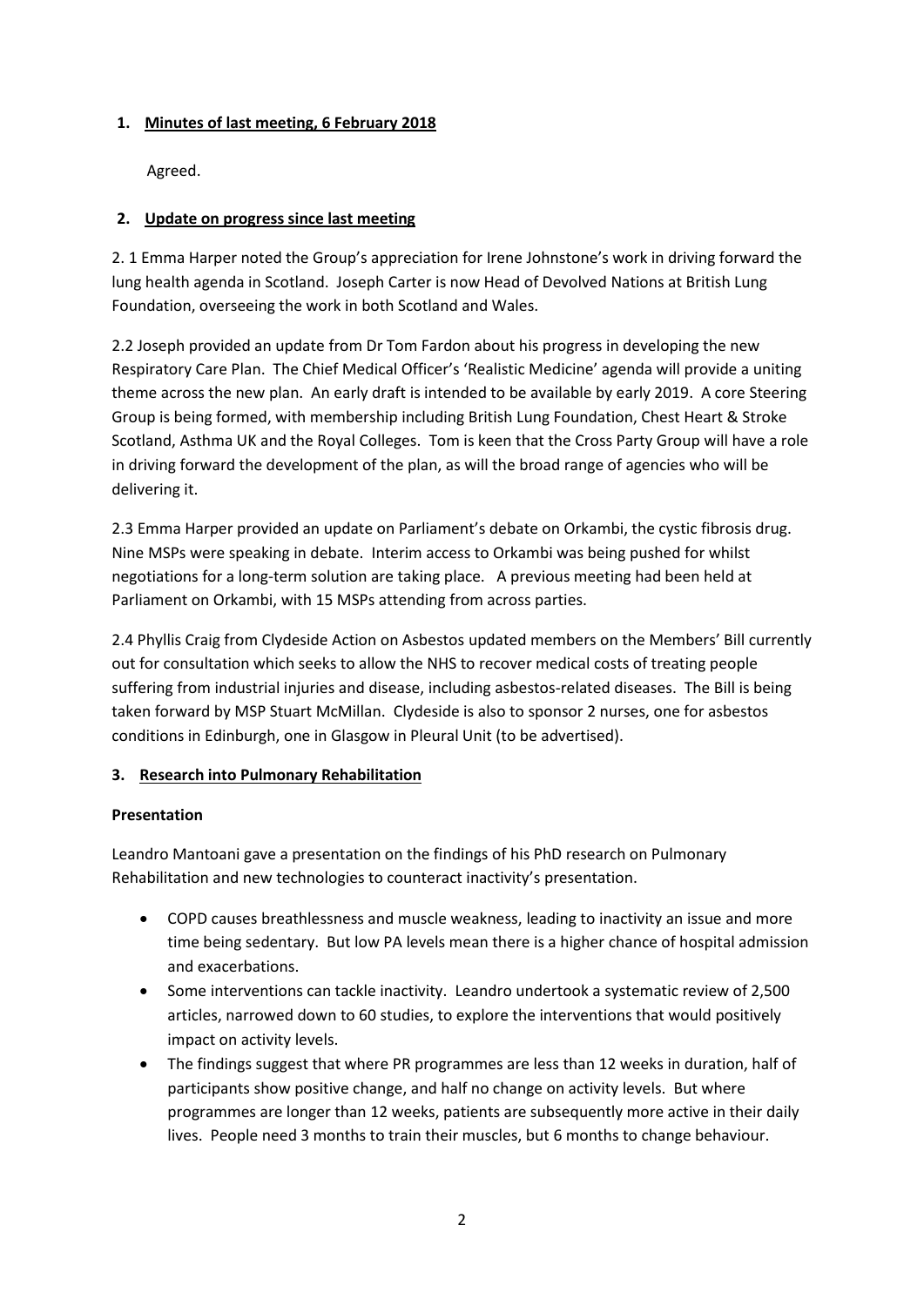## 1. Minutes of last meeting, 6 February 2018

Agreed.

## 2. Update on progress since last meeting

2. 1 Emma Harper noted the Group's appreciation for Irene Johnstone's work in driving forward the lung health agenda in Scotland. Joseph Carter is now Head of Devolved Nations at British Lung Foundation, overseeing the work in both Scotland and Wales.

2.2 Joseph provided an update from Dr Tom Fardon about his progress in developing the new Respiratory Care Plan. The Chief Medical Officer's 'Realistic Medicine' agenda will provide a uniting theme across the new plan. An early draft is intended to be available by early 2019. A core Steering Group is being formed, with membership including British Lung Foundation, Chest Heart & Stroke Scotland, Asthma UK and the Royal Colleges. Tom is keen that the Cross Party Group will have a role in driving forward the development of the plan, as will the broad range of agencies who will be delivering it.

2.3 Emma Harper provided an update on Parliament's debate on Orkambi, the cystic fibrosis drug. Nine MSPs were speaking in debate. Interim access to Orkambi was being pushed for whilst negotiations for a long-term solution are taking place. A previous meeting had been held at Parliament on Orkambi, with 15 MSPs attending from across parties.

2.4 Phyllis Craig from Clydeside Action on Asbestos updated members on the Members' Bill currently out for consultation which seeks to allow the NHS to recover medical costs of treating people suffering from industrial injuries and disease, including asbestos-related diseases. The Bill is being taken forward by MSP Stuart McMillan. Clydeside is also to sponsor 2 nurses, one for asbestos conditions in Edinburgh, one in Glasgow in Pleural Unit (to be advertised).

## 3. Research into Pulmonary Rehabilitation

**Presentation**

Leandro Mantoani gave a presentation on the findings of his PhD research on Pulmonary Rehabilitation and new technologies to counteract inactivity's presentation.

- COPD causes breathlessness and muscle weakness, leading to inactivity an issue and more time being sedentary. But low PA levels mean there is a higher chance of hospital admission and exacerbations.
- Some interventions can tackle inactivity. Leandro undertook a systematic review of 2,500 articles, narrowed down to 60 studies, to explore the interventions that would positively impact on activity levels.
- The findings suggest that where PR programmes are less than 12 weeks in duration, half of participants show positive change, and half no change on activity levels. But where programmes are longer than 12 weeks, patients are subsequently more active in their daily lives. People need 3 months to train their muscles, but 6 months to change behaviour.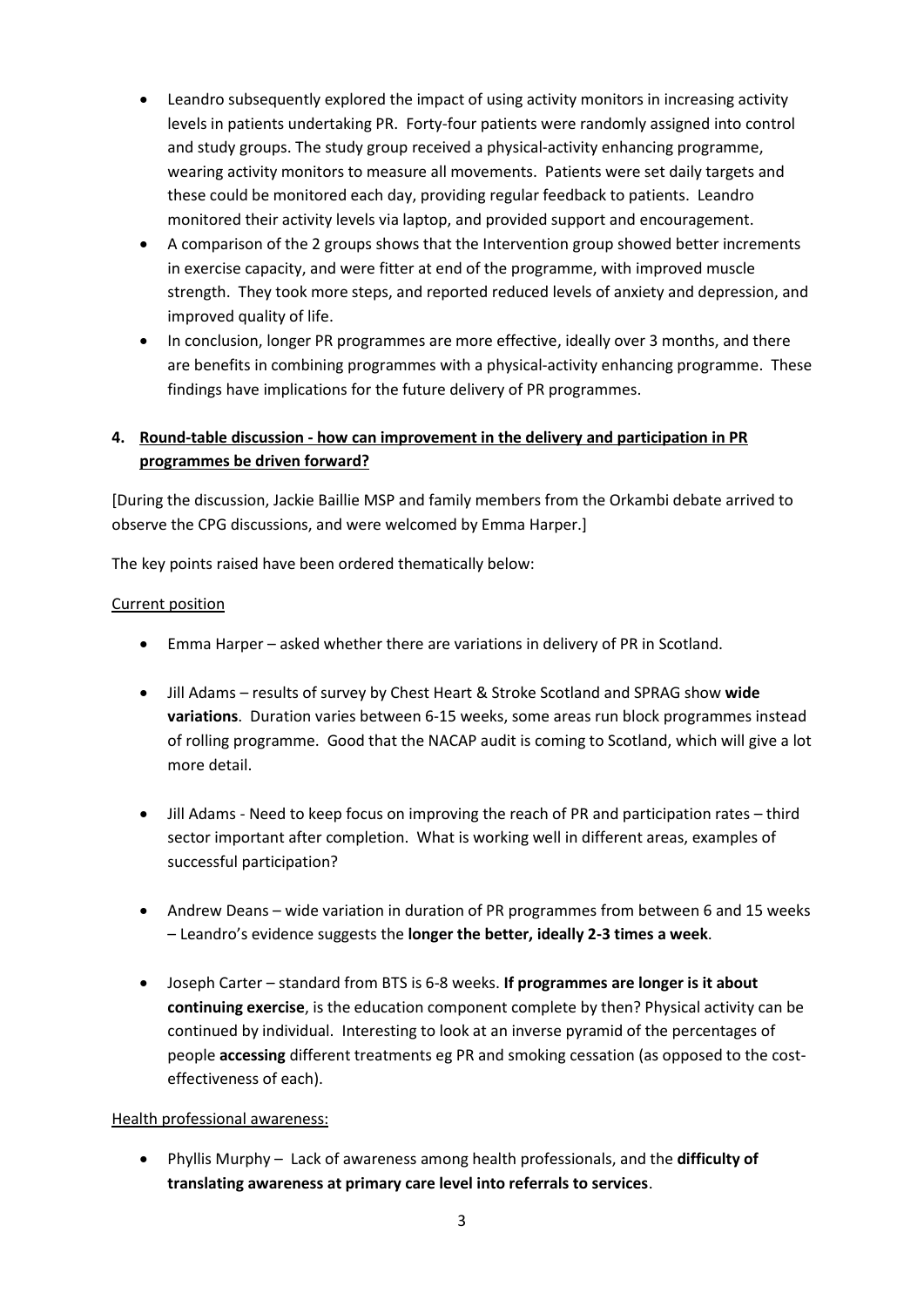- Leandro subsequently explored the impact of using activity monitors in increasing activity levels in patients undertaking PR. Forty-four patients were randomly assigned into control and study groups. The study group received a physical-activity enhancing programme, wearing activity monitors to measure all movements. Patients were set daily targets and these could be monitored each day, providing regular feedback to patients. Leandro monitored their activity levels via laptop, and provided support and encouragement.
- A comparison of the 2 groups shows that the Intervention group showed better increments in exercise capacity, and were fitter at end of the programme, with improved muscle strength. They took more steps, and reported reduced levels of anxiety and depression, and improved quality of life.
- In conclusion, longer PR programmes are more effective, ideally over 3 months, and there are benefits in combining programmes with a physical-activity enhancing programme. These findings have implications for the future delivery of PR programmes.

**4. <u>Round-table discussion - how can improvement in the delivery and participation in PR programmes be driven forward?</u>**

[During the discussion, Jackie Baillie MSP and family members from the Orkambi debate arrived to observe the CPG discussions, and were welcomed by Emma Harper.]

The key points raised have been ordered thematically below:

<u>Current position</u>

- Emma Harper – asked whether there are variations in delivery of PR in Scotland.

- Jill Adams – results of survey by Chest Heart & Stroke Scotland and SPRAG show **wide variations**. Duration varies between 6-15 weeks, some areas run block programmes instead of rolling programme. Good that the NACAP audit is coming to Scotland, which will give a lot more detail.

- Jill Adams - Need to keep focus on improving the reach of PR and participation rates – third sector important after completion. What is working well in different areas, examples of successful participation?

- Andrew Deans – wide variation in duration of PR programmes from between 6 and 15 weeks – Leandro's evidence suggests the **longer the better, ideally 2-3 times a week**.

- Joseph Carter – standard from BTS is 6-8 weeks. **If programmes are longer is it about continuing exercise**, is the education component complete by then? Physical activity can be continued by individual. Interesting to look at an inverse pyramid of the percentages of people **accessing** different treatments eg PR and smoking cessation (as opposed to the cost-effectiveness of each).

<u>Health professional awareness:</u>

- Phyllis Murphy – Lack of awareness among health professionals, and the **difficulty of translating awareness at primary care level into referrals to services**.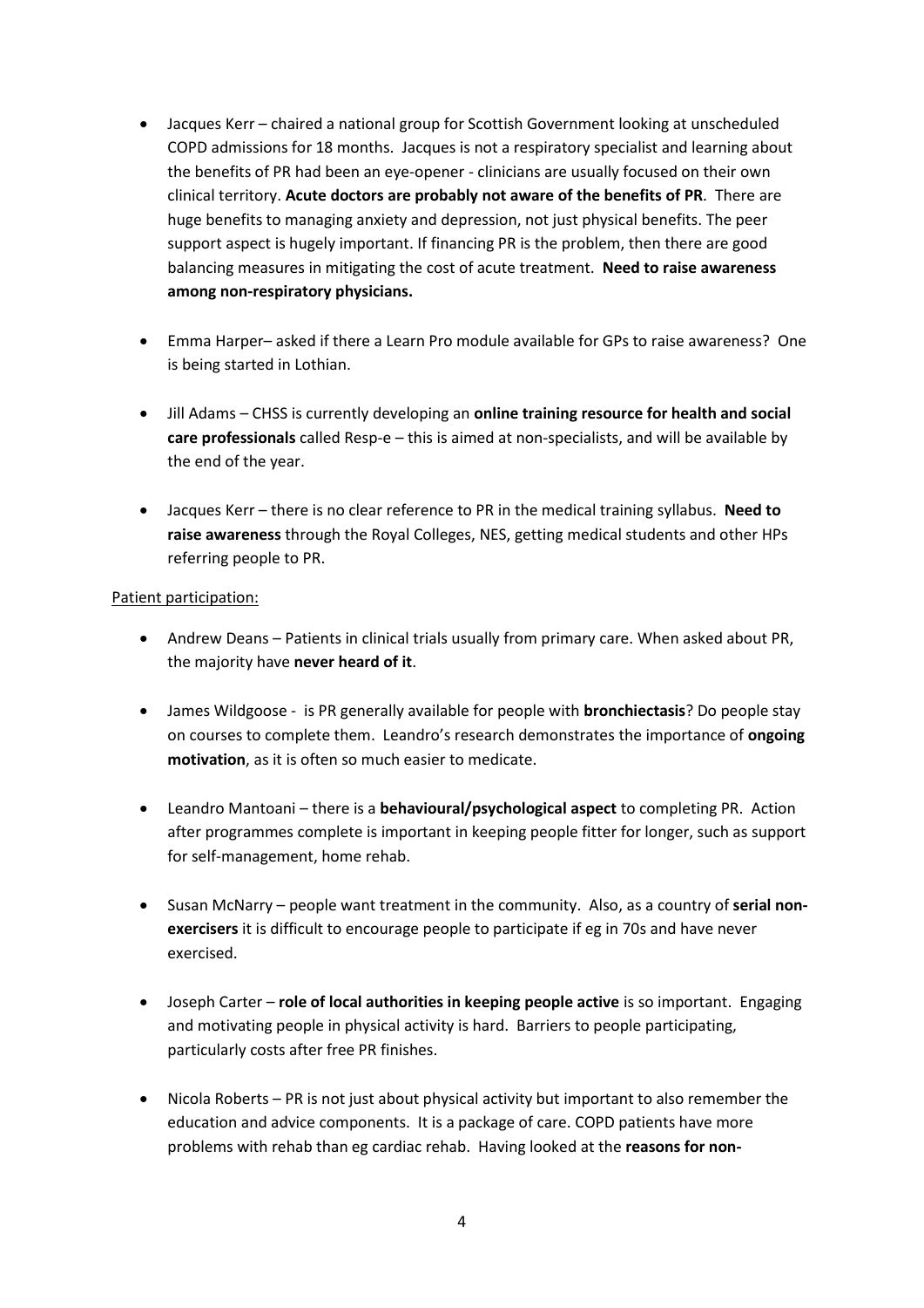- Jacques Kerr – chaired a national group for Scottish Government looking at unscheduled COPD admissions for 18 months. Jacques is not a respiratory specialist and learning about the benefits of PR had been an eye-opener - clinicians are usually focused on their own clinical territory. **Acute doctors are probably not aware of the benefits of PR**. There are huge benefits to managing anxiety and depression, not just physical benefits. The peer support aspect is hugely important. If financing PR is the problem, then there are good balancing measures in mitigating the cost of acute treatment. **Need to raise awareness among non-respiratory physicians.**

- Emma Harper– asked if there a Learn Pro module available for GPs to raise awareness? One is being started in Lothian.

- Jill Adams – CHSS is currently developing an **online training resource for health and social care professionals** called Resp-e – this is aimed at non-specialists, and will be available by the end of the year.

- Jacques Kerr – there is no clear reference to PR in the medical training syllabus. **Need to raise awareness** through the Royal Colleges, NES, getting medical students and other HPs referring people to PR.

Patient participation:

- Andrew Deans – Patients in clinical trials usually from primary care. When asked about PR, the majority have **never heard of it**.

- James Wildgoose - is PR generally available for people with **bronchiectasis**? Do people stay on courses to complete them. Leandro's research demonstrates the importance of **ongoing motivation**, as it is often so much easier to medicate.

- Leandro Mantoani – there is a **behavioural/psychological aspect** to completing PR. Action after programmes complete is important in keeping people fitter for longer, such as support for self-management, home rehab.

- Susan McNarry – people want treatment in the community. Also, as a country of **serial non-exercisers** it is difficult to encourage people to participate if eg in 70s and have never exercised.

- Joseph Carter – **role of local authorities in keeping people active** is so important. Engaging and motivating people in physical activity is hard. Barriers to people participating, particularly costs after free PR finishes.

- Nicola Roberts – PR is not just about physical activity but important to also remember the education and advice components. It is a package of care. COPD patients have more problems with rehab than eg cardiac rehab. Having looked at the **reasons for non-**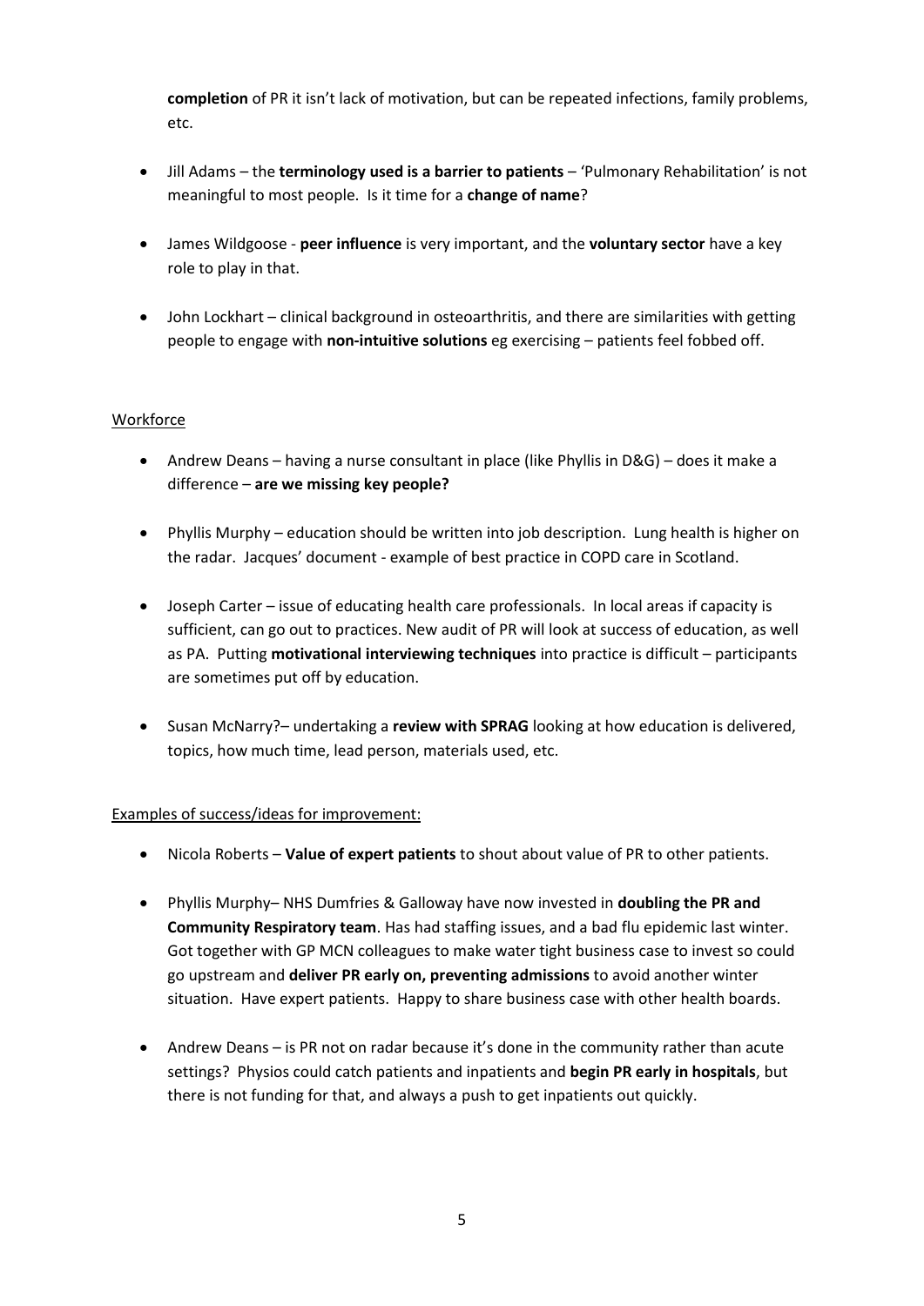**completion** of PR it isn't lack of motivation, but can be repeated infections, family problems, etc.

- Jill Adams – the **terminology used is a barrier to patients** – 'Pulmonary Rehabilitation' is not meaningful to most people. Is it time for a **change of name**?
- James Wildgoose - **peer influence** is very important, and the **voluntary sector** have a key role to play in that.
- John Lockhart – clinical background in osteoarthritis, and there are similarities with getting people to engage with **non-intuitive solutions** eg exercising – patients feel fobbed off.

Workforce

- Andrew Deans – having a nurse consultant in place (like Phyllis in D&G) – does it make a difference – **are we missing key people?**
- Phyllis Murphy – education should be written into job description. Lung health is higher on the radar. Jacques' document - example of best practice in COPD care in Scotland.
- Joseph Carter – issue of educating health care professionals. In local areas if capacity is sufficient, can go out to practices. New audit of PR will look at success of education, as well as PA. Putting **motivational interviewing techniques** into practice is difficult – participants are sometimes put off by education.
- Susan McNarry?– undertaking a **review with SPRAG** looking at how education is delivered, topics, how much time, lead person, materials used, etc.

Examples of success/ideas for improvement:

- Nicola Roberts – **Value of expert patients** to shout about value of PR to other patients.
- Phyllis Murphy– NHS Dumfries & Galloway have now invested in **doubling the PR and Community Respiratory team**. Has had staffing issues, and a bad flu epidemic last winter. Got together with GP MCN colleagues to make water tight business case to invest so could go upstream and **deliver PR early on, preventing admissions** to avoid another winter situation. Have expert patients. Happy to share business case with other health boards.
- Andrew Deans – is PR not on radar because it's done in the community rather than acute settings? Physios could catch patients and inpatients and **begin PR early in hospitals**, but there is not funding for that, and always a push to get inpatients out quickly.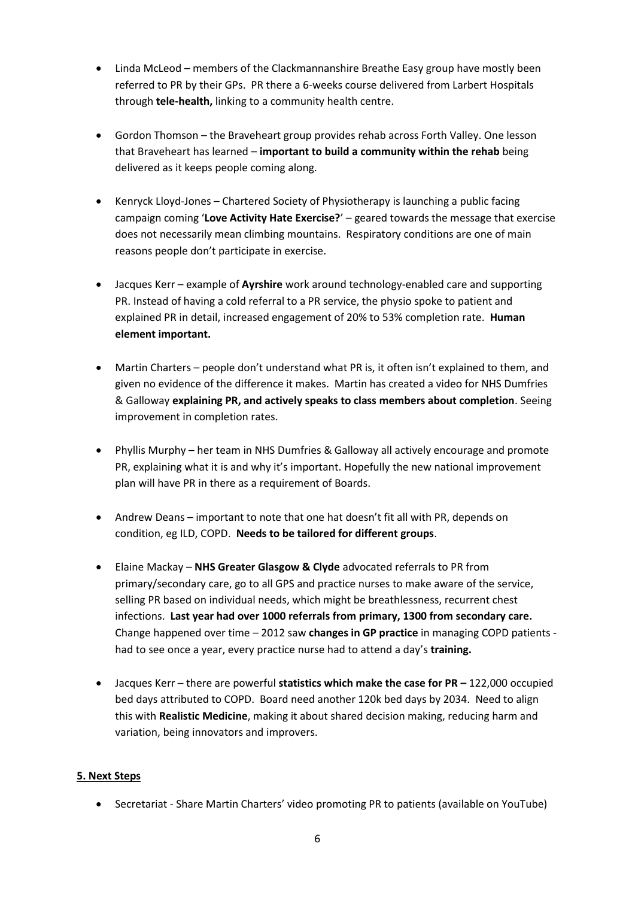- Linda McLeod – members of the Clackmannanshire Breathe Easy group have mostly been referred to PR by their GPs. PR there a 6-weeks course delivered from Larbert Hospitals through **tele-health,** linking to a community health centre.

- Gordon Thomson – the Braveheart group provides rehab across Forth Valley. One lesson that Braveheart has learned – **important to build a community within the rehab** being delivered as it keeps people coming along.

- Kenryck Lloyd-Jones – Chartered Society of Physiotherapy is launching a public facing campaign coming '**Love Activity Hate Exercise?**' – geared towards the message that exercise does not necessarily mean climbing mountains. Respiratory conditions are one of main reasons people don't participate in exercise.

- Jacques Kerr – example of **Ayrshire** work around technology-enabled care and supporting PR. Instead of having a cold referral to a PR service, the physio spoke to patient and explained PR in detail, increased engagement of 20% to 53% completion rate. **Human element important.**

- Martin Charters – people don't understand what PR is, it often isn't explained to them, and given no evidence of the difference it makes. Martin has created a video for NHS Dumfries & Galloway **explaining PR, and actively speaks to class members about completion**. Seeing improvement in completion rates.

- Phyllis Murphy – her team in NHS Dumfries & Galloway all actively encourage and promote PR, explaining what it is and why it's important. Hopefully the new national improvement plan will have PR in there as a requirement of Boards.

- Andrew Deans – important to note that one hat doesn't fit all with PR, depends on condition, eg ILD, COPD. **Needs to be tailored for different groups**.

- Elaine Mackay – **NHS Greater Glasgow & Clyde** advocated referrals to PR from primary/secondary care, go to all GPS and practice nurses to make aware of the service, selling PR based on individual needs, which might be breathlessness, recurrent chest infections. **Last year had over 1000 referrals from primary, 1300 from secondary care.** Change happened over time – 2012 saw **changes in GP practice** in managing COPD patients - had to see once a year, every practice nurse had to attend a day's **training.**

- Jacques Kerr – there are powerful **statistics which make the case for PR –** 122,000 occupied bed days attributed to COPD. Board need another 120k bed days by 2034. Need to align this with **Realistic Medicine**, making it about shared decision making, reducing harm and variation, being innovators and improvers.

## 5. Next Steps

- Secretariat - Share Martin Charters' video promoting PR to patients (available on YouTube)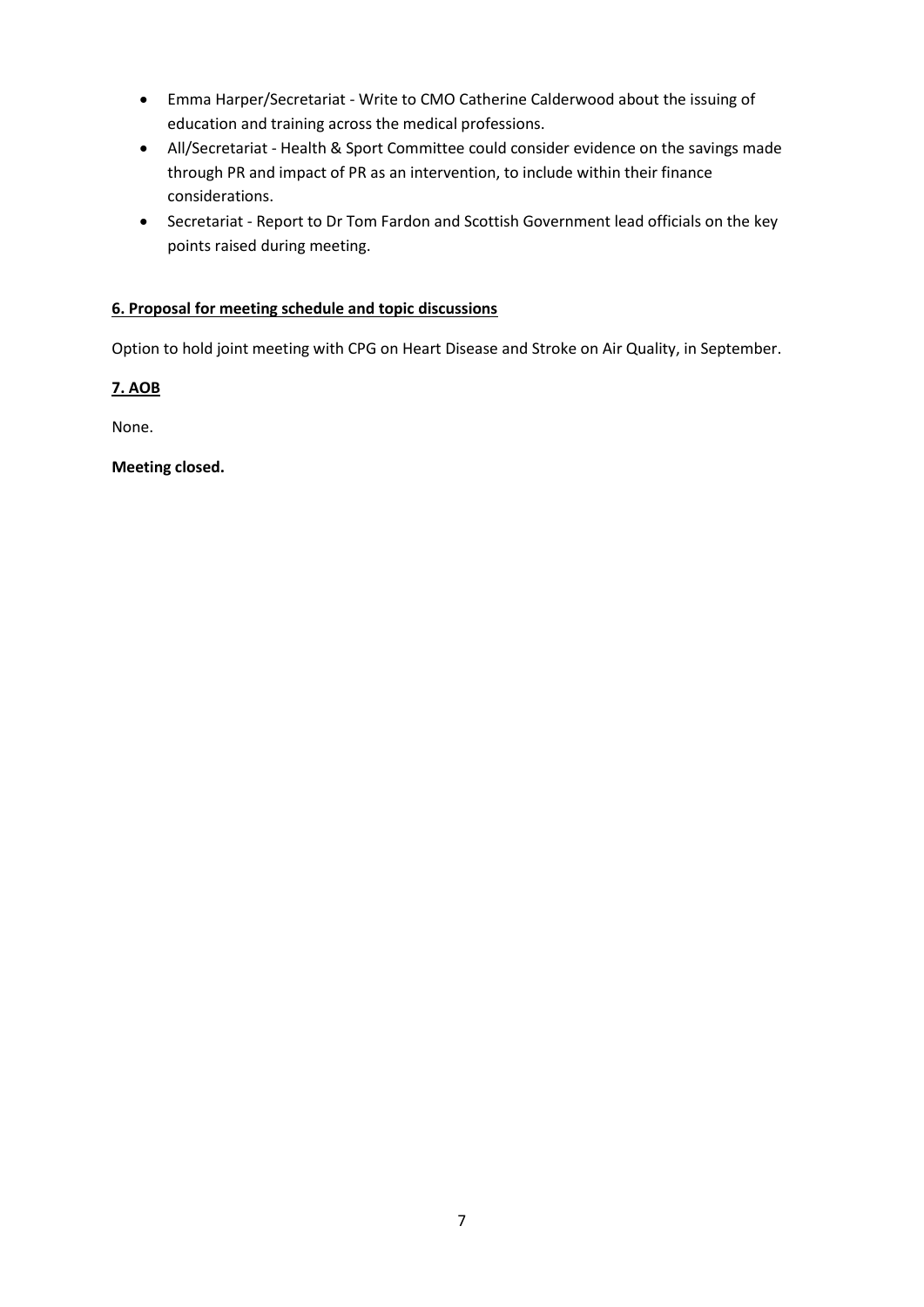- Emma Harper/Secretariat - Write to CMO Catherine Calderwood about the issuing of education and training across the medical professions.
- All/Secretariat - Health & Sport Committee could consider evidence on the savings made through PR and impact of PR as an intervention, to include within their finance considerations.
- Secretariat - Report to Dr Tom Fardon and Scottish Government lead officials on the key points raised during meeting.

**6. Proposal for meeting schedule and topic discussions**

Option to hold joint meeting with CPG on Heart Disease and Stroke on Air Quality, in September.

**7. AOB**

None.

**Meeting closed.**